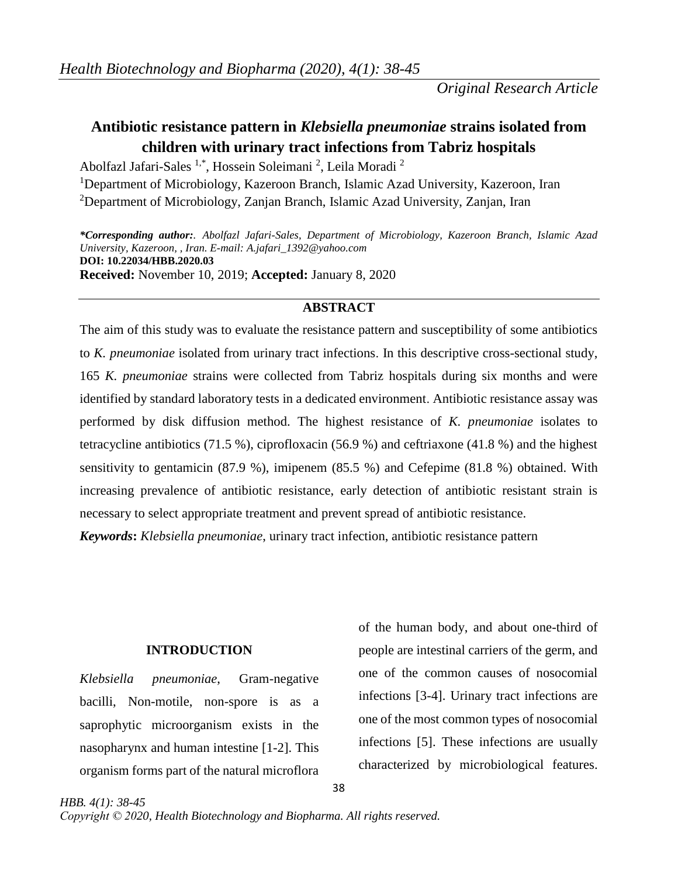*Original Research Article*

# Antibiotic resistance pattern in *Klebsiella pneumoniae* strains isolated from children with urinary tract infections from Tabriz hospitals

Abolfazl Jafari-Sales [1,*], Hossein Soleimani [2], Leila Moradi [2]

[1]Department of Microbiology, Kazeroon Branch, Islamic Azad University, Kazeroon, Iran

[2]Department of Microbiology, Zanjan Branch, Islamic Azad University, Zanjan, Iran

***Corresponding author:**. *Abolfazl Jafari-Sales, Department of Microbiology, Kazeroon Branch, Islamic Azad University, Kazeroon, , Iran. E-mail: A.jafari_1392@yahoo.com*

**DOI: 10.22034/HBB.2020.03**

**Received:** November 10, 2019; **Accepted:** January 8, 2020

## ABSTRACT

The aim of this study was to evaluate the resistance pattern and susceptibility of some antibiotics to *K. pneumoniae* isolated from urinary tract infections. In this descriptive cross-sectional study, 165 *K. pneumoniae* strains were collected from Tabriz hospitals during six months and were identified by standard laboratory tests in a dedicated environment. Antibiotic resistance assay was performed by disk diffusion method. The highest resistance of *K. pneumoniae* isolates to tetracycline antibiotics (71.5 %), ciprofloxacin (56.9 %) and ceftriaxone (41.8 %) and the highest sensitivity to gentamicin (87.9 %), imipenem (85.5 %) and Cefepime (81.8 %) obtained. With increasing prevalence of antibiotic resistance, early detection of antibiotic resistant strain is necessary to select appropriate treatment and prevent spread of antibiotic resistance.

***Keywords*:** *Klebsiella pneumoniae*, urinary tract infection, antibiotic resistance pattern

## INTRODUCTION

*Klebsiella pneumoniae*, Gram-negative bacilli, Non-motile, non-spore is as a saprophytic microorganism exists in the nasopharynx and human intestine [1-2]. This organism forms part of the natural microflora of the human body, and about one-third of people are intestinal carriers of the germ, and one of the common causes of nosocomial infections [3-4]. Urinary tract infections are one of the most common types of nosocomial infections [5]. These infections are usually characterized by microbiological features.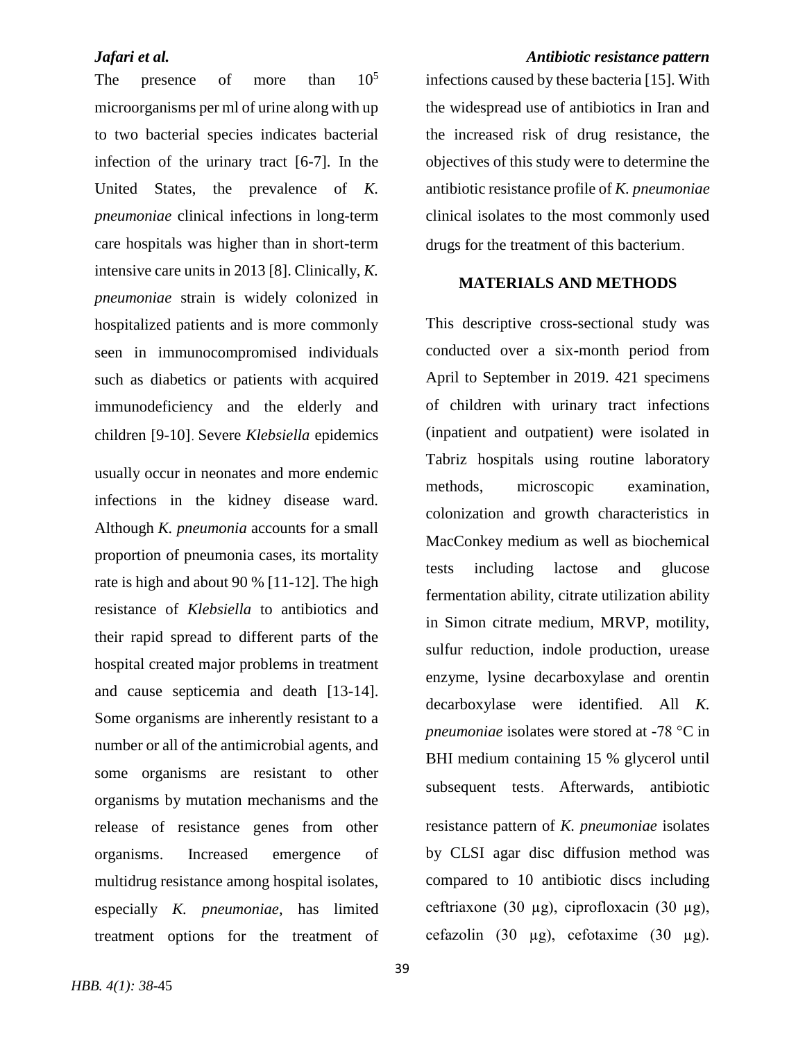The presence of more than $10^5$ microorganisms per ml of urine along with up to two bacterial species indicates bacterial infection of the urinary tract [6-7]. In the United States, the prevalence of *K. pneumoniae* clinical infections in long-term care hospitals was higher than in short-term intensive care units in 2013 [8]. Clinically, *K. pneumoniae* strain is widely colonized in hospitalized patients and is more commonly seen in immunocompromised individuals such as diabetics or patients with acquired immunodeficiency and the elderly and children [9-10]. Severe *Klebsiella* epidemics usually occur in neonates and more endemic infections in the kidney disease ward. Although *K. pneumonia* accounts for a small proportion of pneumonia cases, its mortality rate is high and about 90 % [11-12]. The high resistance of *Klebsiella* to antibiotics and their rapid spread to different parts of the hospital created major problems in treatment and cause septicemia and death [13-14]. Some organisms are inherently resistant to a number or all of the antimicrobial agents, and some organisms are resistant to other organisms by mutation mechanisms and the release of resistance genes from other organisms. Increased emergence of multidrug resistance among hospital isolates, especially *K. pneumoniae*, has limited treatment options for the treatment of infections caused by these bacteria [15]. With the widespread use of antibiotics in Iran and the increased risk of drug resistance, the objectives of this study were to determine the antibiotic resistance profile of *K. pneumoniae* clinical isolates to the most commonly used drugs for the treatment of this bacterium.

## MATERIALS AND METHODS

This descriptive cross-sectional study was conducted over a six-month period from April to September in 2019. 421 specimens of children with urinary tract infections (inpatient and outpatient) were isolated in Tabriz hospitals using routine laboratory methods, microscopic examination, colonization and growth characteristics in MacConkey medium as well as biochemical tests including lactose and glucose fermentation ability, citrate utilization ability in Simon citrate medium, MRVP, motility, sulfur reduction, indole production, urease enzyme, lysine decarboxylase and orentin decarboxylase were identified. All *K. pneumoniae* isolates were stored at -78 °C in BHI medium containing 15 % glycerol until subsequent tests. Afterwards, antibiotic resistance pattern of *K. pneumoniae* isolates by CLSI agar disc diffusion method was compared to 10 antibiotic discs including ceftriaxone (30 μg), ciprofloxacin (30 μg), cefazolin (30 μg), cefotaxime (30 μg).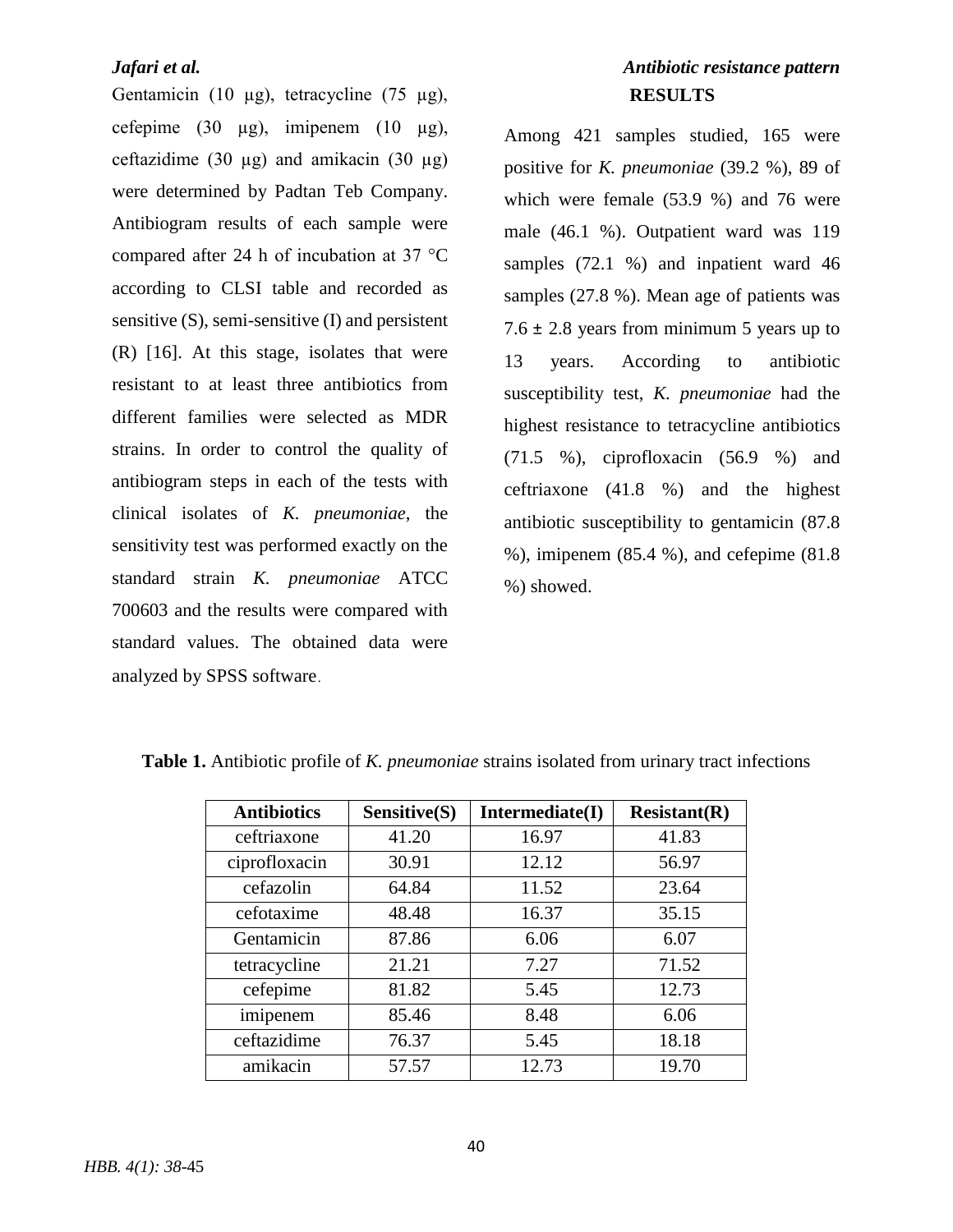Gentamicin (10 µg), tetracycline (75 µg), cefepime (30 µg), imipenem (10 µg), ceftazidime (30 µg) and amikacin (30 µg) were determined by Padtan Teb Company. Antibiogram results of each sample were compared after 24 h of incubation at 37 °C according to CLSI table and recorded as sensitive (S), semi-sensitive (I) and persistent (R) [16]. At this stage, isolates that were resistant to at least three antibiotics from different families were selected as MDR strains. In order to control the quality of antibiogram steps in each of the tests with clinical isolates of *K. pneumoniae*, the sensitivity test was performed exactly on the standard strain *K. pneumoniae* ATCC 700603 and the results were compared with standard values. The obtained data were analyzed by SPSS software.

## RESULTS

Among 421 samples studied, 165 were positive for *K. pneumoniae* (39.2 %), 89 of which were female (53.9 %) and 76 were male (46.1 %). Outpatient ward was 119 samples (72.1 %) and inpatient ward 46 samples (27.8 %). Mean age of patients was 7.6 ± 2.8 years from minimum 5 years up to 13 years. According to antibiotic susceptibility test, *K. pneumoniae* had the highest resistance to tetracycline antibiotics (71.5 %), ciprofloxacin (56.9 %) and ceftriaxone (41.8 %) and the highest antibiotic susceptibility to gentamicin (87.8 %), imipenem (85.4 %), and cefepime (81.8 %) showed.

**Table 1.** Antibiotic profile of *K. pneumoniae* strains isolated from urinary tract infections

| Antibiotics | Sensitive(S) | Intermediate(I) | Resistant(R) |
|---|---|---|---|
| ceftriaxone | 41.20 | 16.97 | 41.83 |
| ciprofloxacin | 30.91 | 12.12 | 56.97 |
| cefazolin | 64.84 | 11.52 | 23.64 |
| cefotaxime | 48.48 | 16.37 | 35.15 |
| Gentamicin | 87.86 | 6.06 | 6.07 |
| tetracycline | 21.21 | 7.27 | 71.52 |
| cefepime | 81.82 | 5.45 | 12.73 |
| imipenem | 85.46 | 8.48 | 6.06 |
| ceftazidime | 76.37 | 5.45 | 18.18 |
| amikacin | 57.57 | 12.73 | 19.70 |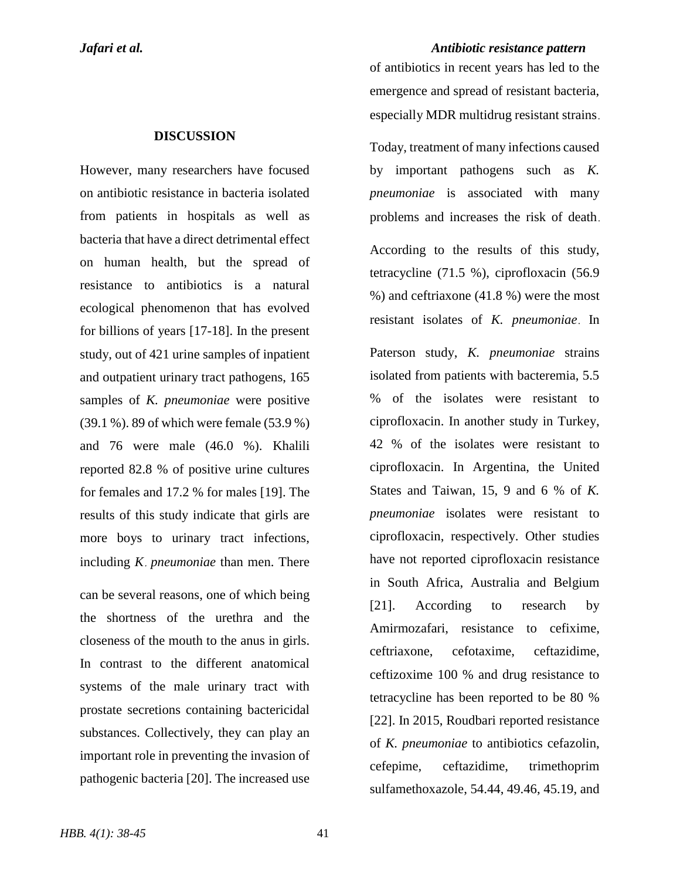## DISCUSSION

However, many researchers have focused on antibiotic resistance in bacteria isolated from patients in hospitals as well as bacteria that have a direct detrimental effect on human health, but the spread of resistance to antibiotics is a natural ecological phenomenon that has evolved for billions of years [17-18]. In the present study, out of 421 urine samples of inpatient and outpatient urinary tract pathogens, 165 samples of *K. pneumoniae* were positive (39.1 %). 89 of which were female (53.9 %) and 76 were male (46.0 %). Khalili reported 82.8 % of positive urine cultures for females and 17.2 % for males [19]. The results of this study indicate that girls are more boys to urinary tract infections, including *K. pneumoniae* than men. There can be several reasons, one of which being the shortness of the urethra and the closeness of the mouth to the anus in girls. In contrast to the different anatomical systems of the male urinary tract with prostate secretions containing bactericidal substances. Collectively, they can play an important role in preventing the invasion of pathogenic bacteria [20]. The increased use of antibiotics in recent years has led to the emergence and spread of resistant bacteria, especially MDR multidrug resistant strains.

Today, treatment of many infections caused by important pathogens such as *K. pneumoniae* is associated with many problems and increases the risk of death.

According to the results of this study, tetracycline (71.5 %), ciprofloxacin (56.9 %) and ceftriaxone (41.8 %) were the most resistant isolates of *K. pneumoniae*. In Paterson study, *K. pneumoniae* strains isolated from patients with bacteremia, 5.5 % of the isolates were resistant to ciprofloxacin. In another study in Turkey, 42 % of the isolates were resistant to ciprofloxacin. In Argentina, the United States and Taiwan, 15, 9 and 6 % of *K. pneumoniae* isolates were resistant to ciprofloxacin, respectively. Other studies have not reported ciprofloxacin resistance in South Africa, Australia and Belgium [21]. According to research by Amirmozafari, resistance to cefixime, ceftriaxone, cefotaxime, ceftazidime, ceftizoxime 100 % and drug resistance to tetracycline has been reported to be 80 % [22]. In 2015, Roudbari reported resistance of *K. pneumoniae* to antibiotics cefazolin, cefepime, ceftazidime, trimethoprim sulfamethoxazole, 54.44, 49.46, 45.19, and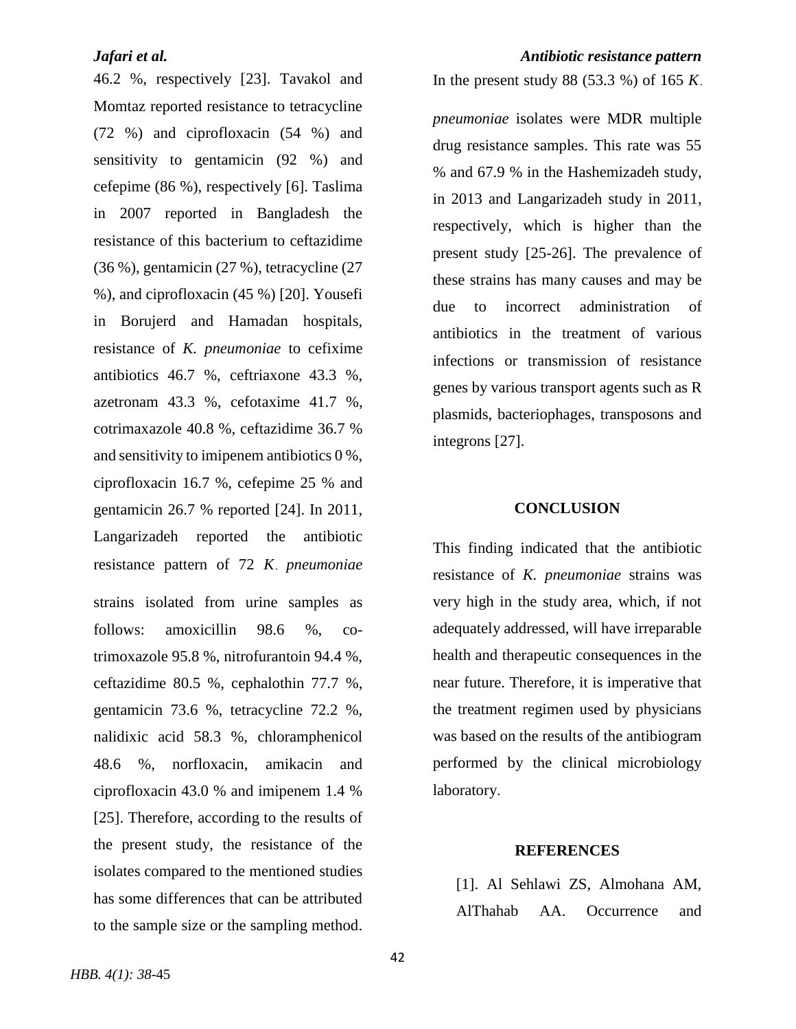46.2 %, respectively [23]. Tavakol and Momtaz reported resistance to tetracycline (72 %) and ciprofloxacin (54 %) and sensitivity to gentamicin (92 %) and cefepime (86 %), respectively [6]. Taslima in 2007 reported in Bangladesh the resistance of this bacterium to ceftazidime (36 %), gentamicin (27 %), tetracycline (27 %), and ciprofloxacin (45 %) [20]. Yousefi in Borujerd and Hamadan hospitals, resistance of *K. pneumoniae* to cefixime antibiotics 46.7 %, ceftriaxone 43.3 %, azetronam 43.3 %, cefotaxime 41.7 %, cotrimaxazole 40.8 %, ceftazidime 36.7 % and sensitivity to imipenem antibiotics 0 %, ciprofloxacin 16.7 %, cefepime 25 % and gentamicin 26.7 % reported [24]. In 2011, Langarizadeh reported the antibiotic resistance pattern of 72 *K. pneumoniae* strains isolated from urine samples as follows: amoxicillin 98.6 %, co-trimoxazole 95.8 %, nitrofurantoin 94.4 %, ceftazidime 80.5 %, cephalothin 77.7 %, gentamicin 73.6 %, tetracycline 72.2 %, nalidixic acid 58.3 %, chloramphenicol 48.6 %, norfloxacin, amikacin and ciprofloxacin 43.0 % and imipenem 1.4 % [25]. Therefore, according to the results of the present study, the resistance of the isolates compared to the mentioned studies has some differences that can be attributed to the sample size or the sampling method.

In the present study 88 (53.3 %) of 165 *K. pneumoniae* isolates were MDR multiple drug resistance samples. This rate was 55 % and 67.9 % in the Hashemizadeh study, in 2013 and Langarizadeh study in 2011, respectively, which is higher than the present study [25-26]. The prevalence of these strains has many causes and may be due to incorrect administration of antibiotics in the treatment of various infections or transmission of resistance genes by various transport agents such as R plasmids, bacteriophages, transposons and integrons [27].

## CONCLUSION

This finding indicated that the antibiotic resistance of *K. pneumoniae* strains was very high in the study area, which, if not adequately addressed, will have irreparable health and therapeutic consequences in the near future. Therefore, it is imperative that the treatment regimen used by physicians was based on the results of the antibiogram performed by the clinical microbiology laboratory.

## REFERENCES

[1]. Al Sehlawi ZS, Almohana AM, AlThahab AA. Occurrence and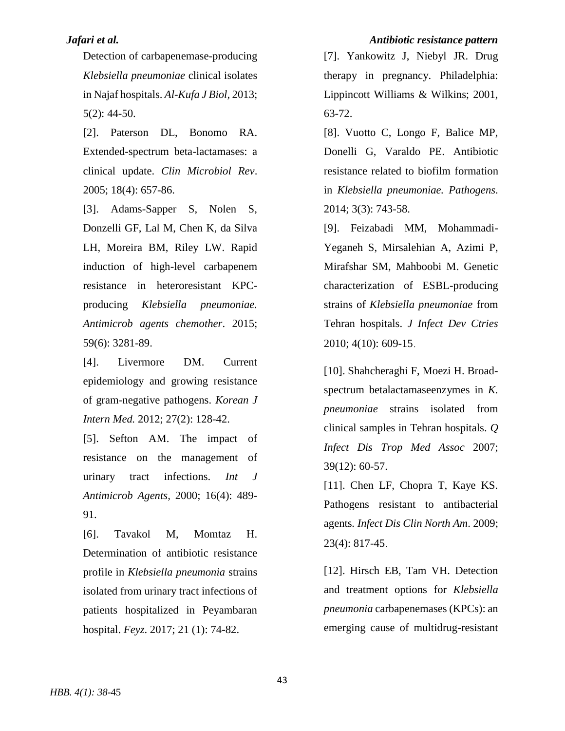Detection of carbapenemase-producing *Klebsiella pneumoniae* clinical isolates in Najaf hospitals. *Al-Kufa J Biol,* 2013; 5(2): 44-50.

[2]. Paterson DL, Bonomo RA. Extended-spectrum beta-lactamases: a clinical update. *Clin Microbiol Rev*. 2005; 18(4): 657-86.

[3]. Adams-Sapper S, Nolen S, Donzelli GF, Lal M, Chen K, da Silva LH, Moreira BM, Riley LW. Rapid induction of high-level carbapenem resistance in heteroresistant KPC-producing *Klebsiella pneumoniae. Antimicrob agents chemother*. 2015; 59(6): 3281-89.

[4]. Livermore DM. Current epidemiology and growing resistance of gram-negative pathogens. *Korean J Intern Med.* 2012; 27(2): 128-42.

[5]. Sefton AM. The impact of resistance on the management of urinary tract infections. *Int J Antimicrob Agents*, 2000; 16(4): 489-91.

[6]. Tavakol M, Momtaz H. Determination of antibiotic resistance profile in *Klebsiella pneumonia* strains isolated from urinary tract infections of patients hospitalized in Peyambaran hospital. *Feyz*. 2017; 21 (1): 74-82.

[7]. Yankowitz J, Niebyl JR. Drug therapy in pregnancy. Philadelphia: Lippincott Williams & Wilkins; 2001, 63-72.

[8]. Vuotto C, Longo F, Balice MP, Donelli G, Varaldo PE. Antibiotic resistance related to biofilm formation in *Klebsiella pneumoniae. Pathogens*. 2014; 3(3): 743-58.

[9]. Feizabadi MM, Mohammadi-Yeganeh S, Mirsalehian A, Azimi P, Mirafshar SM, Mahboobi M. Genetic characterization of ESBL-producing strains of *Klebsiella pneumoniae* from Tehran hospitals. *J Infect Dev Ctries* 2010; 4(10): 609-15.

[10]. Shahcheraghi F, Moezi H. Broad-spectrum betalactamaseenzymes in *K. pneumoniae* strains isolated from clinical samples in Tehran hospitals. *Q Infect Dis Trop Med Assoc* 2007; 39(12): 60-57.

[11]. Chen LF, Chopra T, Kaye KS. Pathogens resistant to antibacterial agents. *Infect Dis Clin North Am*. 2009; 23(4): 817-45.

[12]. Hirsch EB, Tam VH. Detection and treatment options for *Klebsiella pneumonia* carbapenemases (KPCs): an emerging cause of multidrug-resistant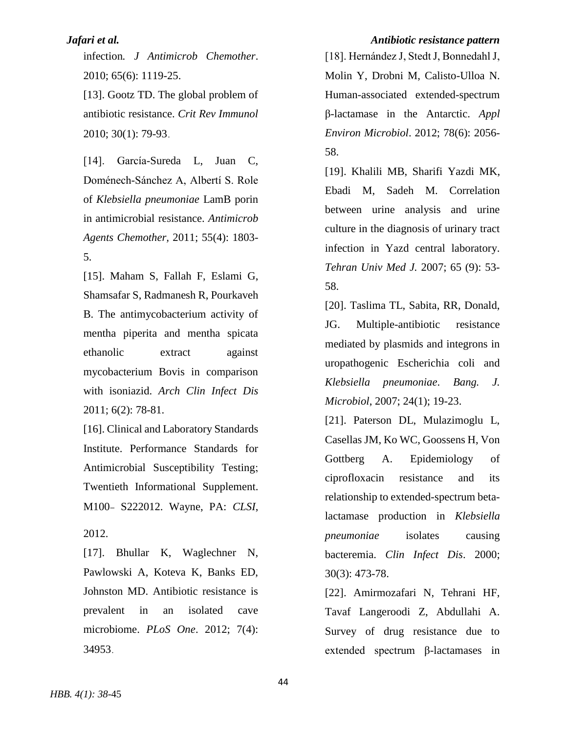infection*. J Antimicrob Chemother*. 2010; 65(6): 1119-25.

[13]. Gootz TD. The global problem of antibiotic resistance. *Crit Rev Immunol* 2010; 30(1): 79-93.

[14]. García-Sureda L, Juan C, Doménech-Sánchez A, Albertí S. Role of *Klebsiella pneumoniae* LamB porin in antimicrobial resistance. *Antimicrob Agents Chemother,* 2011; 55(4): 1803-5.

[15]. Maham S, Fallah F, Eslami G, Shamsafar S, Radmanesh R, Pourkaveh B. The antimycobacterium activity of mentha piperita and mentha spicata ethanolic extract against mycobacterium Bovis in comparison with isoniazid. *Arch Clin Infect Dis* 2011; 6(2): 78-81.

[16]. Clinical and Laboratory Standards Institute. Performance Standards for Antimicrobial Susceptibility Testing; Twentieth Informational Supplement. M100‐ S222012. Wayne, PA: *CLSI*, 2012.

[17]. Bhullar K, Waglechner N, Pawlowski A, Koteva K, Banks ED, Johnston MD. Antibiotic resistance is prevalent in an isolated cave microbiome. *PLoS One*. 2012; 7(4): 34953.

[18]. Hernández J, Stedt J, Bonnedahl J, Molin Y, Drobni M, Calisto-Ulloa N. Human-associated extended-spectrum β-lactamase in the Antarctic. *Appl Environ Microbiol*. 2012; 78(6): 2056-58.

[19]. Khalili MB, Sharifi Yazdi MK, Ebadi M, Sadeh M. Correlation between urine analysis and urine culture in the diagnosis of urinary tract infection in Yazd central laboratory. *Tehran Univ Med J.* 2007; 65 (9): 53-58.

[20]. Taslima TL, Sabita, RR, Donald, JG. Multiple-antibiotic resistance mediated by plasmids and integrons in uropathogenic Escherichia coli and *Klebsiella pneumoniae*. *Bang. J. Microbiol*, 2007; 24(1); 19-23.

[21]. Paterson DL, Mulazimoglu L, Casellas JM, Ko WC, Goossens H, Von Gottberg A. Epidemiology of ciprofloxacin resistance and its relationship to extended-spectrum beta-lactamase production in *Klebsiella pneumoniae* isolates causing bacteremia. *Clin Infect Dis*. 2000; 30(3): 473-78.

[22]. Amirmozafari N, Tehrani HF, Tavaf Langeroodi Z, Abdullahi A. Survey of drug resistance due to extended spectrum β-lactamases in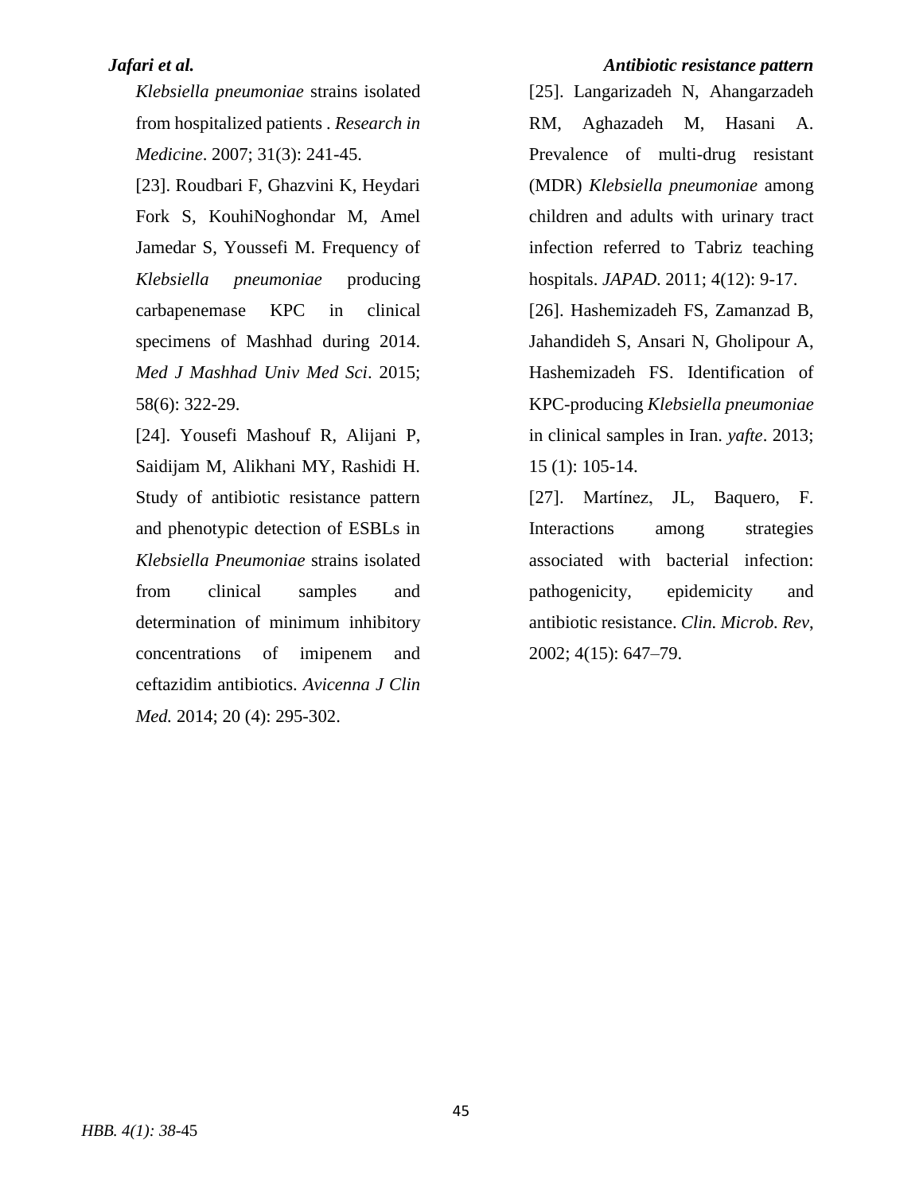*Klebsiella pneumoniae* strains isolated from hospitalized patients . *Research in Medicine*. 2007; 31(3): 241-45.

[23]. Roudbari F, Ghazvini K, Heydari Fork S, KouhiNoghondar M, Amel Jamedar S, Youssefi M. Frequency of *Klebsiella pneumoniae* producing carbapenemase KPC in clinical specimens of Mashhad during 2014. *Med J Mashhad Univ Med Sci*. 2015; 58(6): 322-29.

[24]. Yousefi Mashouf R, Alijani P, Saidijam M, Alikhani MY, Rashidi H. Study of antibiotic resistance pattern and phenotypic detection of ESBLs in *Klebsiella Pneumoniae* strains isolated from clinical samples and determination of minimum inhibitory concentrations of imipenem and ceftazidim antibiotics. *Avicenna J Clin Med.* 2014; 20 (4): 295-302.

[25]. Langarizadeh N, Ahangarzadeh RM, Aghazadeh M, Hasani A. Prevalence of multi-drug resistant (MDR) *Klebsiella pneumoniae* among children and adults with urinary tract infection referred to Tabriz teaching hospitals. *JAPAD*. 2011; 4(12): 9-17.

[26]. Hashemizadeh FS, Zamanzad B, Jahandideh S, Ansari N, Gholipour A, Hashemizadeh FS. Identification of KPC-producing *Klebsiella pneumoniae* in clinical samples in Iran. *yafte*. 2013; 15 (1): 105-14.

[27]. Martínez, JL, Baquero, F. Interactions among strategies associated with bacterial infection: pathogenicity, epidemicity and antibiotic resistance. *Clin. Microb. Rev*, 2002; 4(15): 647–79.